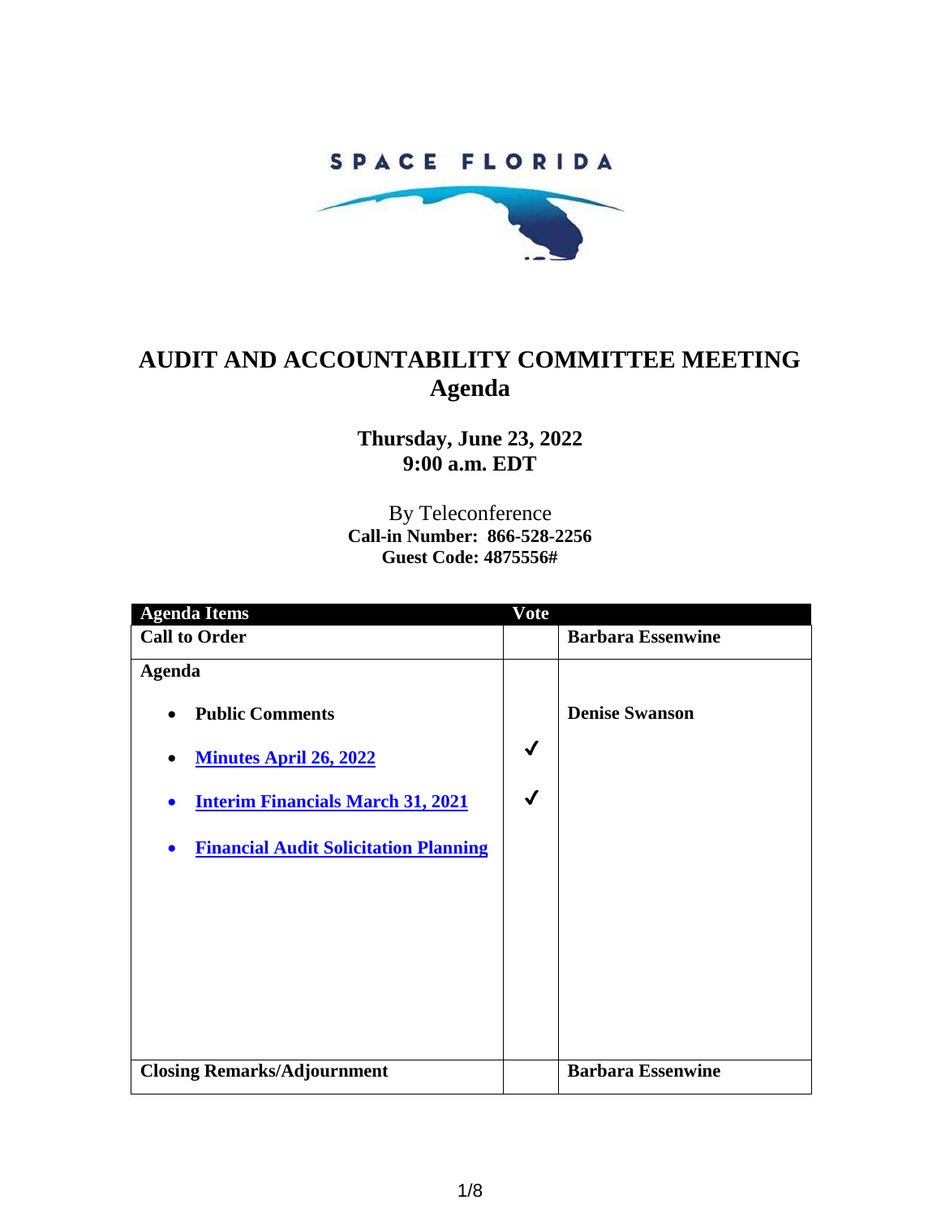SPACE FLORIDA

# AUDIT AND ACCOUNTABILITY COMMITTEE MEETING
## Agenda

**Thursday, June 23, 2022**
**9:00 a.m. EDT**

By Teleconference
**Call-in Number: 866-528-2256**
**Guest Code: 4875556#**

| Agenda Items | Vote | |
|---|---|---|
| **Call to Order** | | **Barbara Essenwine** |
| **Agenda**<br>• **Public Comments**<br>• **Minutes April 26, 2022**<br>• **Interim Financials March 31, 2021**<br>• **Financial Audit Solicitation Planning** | <br><br>✓<br>✓ | <br>**Denise Swanson** |
| **Closing Remarks/Adjournment** | | **Barbara Essenwine** |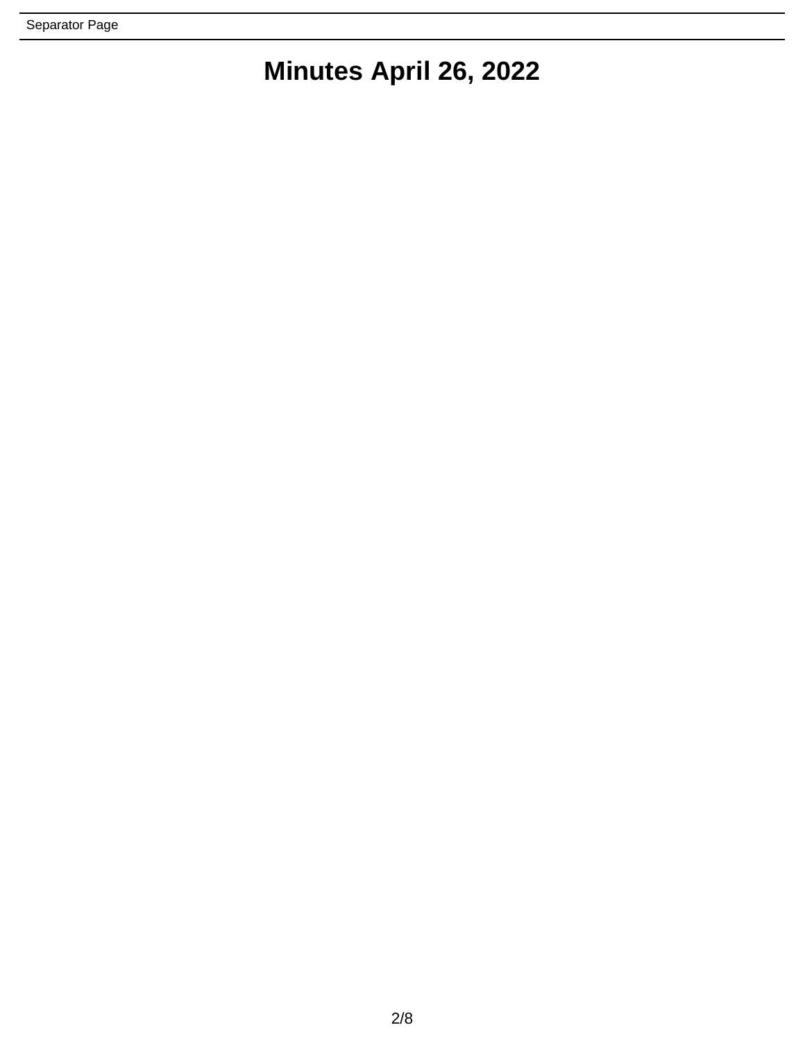Separator Page

# Minutes April 26, 2022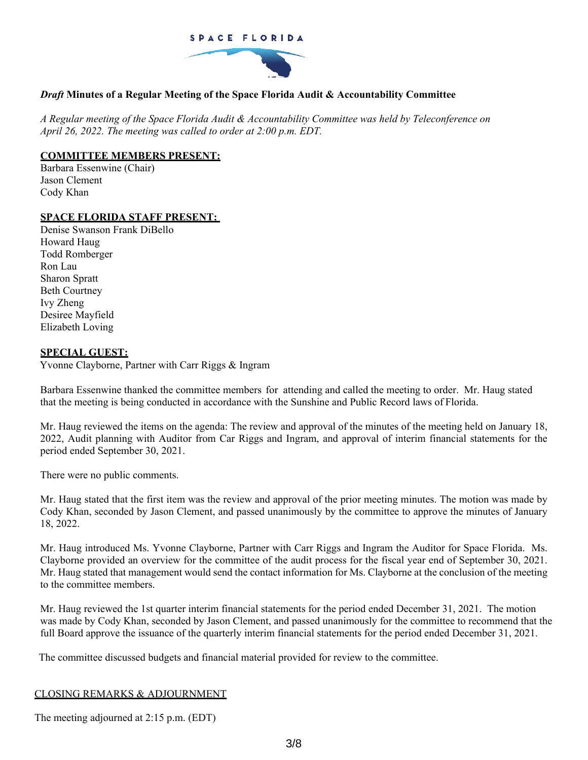SPACE FLORIDA

***Draft* Minutes of a Regular Meeting of the Space Florida Audit & Accountability Committee**

*A Regular meeting of the Space Florida Audit & Accountability Committee was held by Teleconference on April 26, 2022. The meeting was called to order at 2:00 p.m. EDT.*

**COMMITTEE MEMBERS PRESENT:**

Barbara Essenwine (Chair)
Jason Clement
Cody Khan

**SPACE FLORIDA STAFF PRESENT:**

Denise Swanson Frank DiBello
Howard Haug
Todd Romberger
Ron Lau
Sharon Spratt
Beth Courtney
Ivy Zheng
Desiree Mayfield
Elizabeth Loving

**SPECIAL GUEST:**

Yvonne Clayborne, Partner with Carr Riggs & Ingram

Barbara Essenwine thanked the committee members for attending and called the meeting to order. Mr. Haug stated that the meeting is being conducted in accordance with the Sunshine and Public Record laws of Florida.

Mr. Haug reviewed the items on the agenda: The review and approval of the minutes of the meeting held on January 18, 2022, Audit planning with Auditor from Car Riggs and Ingram, and approval of interim financial statements for the period ended September 30, 2021.

There were no public comments.

Mr. Haug stated that the first item was the review and approval of the prior meeting minutes. The motion was made by Cody Khan, seconded by Jason Clement, and passed unanimously by the committee to approve the minutes of January 18, 2022.

Mr. Haug introduced Ms. Yvonne Clayborne, Partner with Carr Riggs and Ingram the Auditor for Space Florida. Ms. Clayborne provided an overview for the committee of the audit process for the fiscal year end of September 30, 2021. Mr. Haug stated that management would send the contact information for Ms. Clayborne at the conclusion of the meeting to the committee members.

Mr. Haug reviewed the 1st quarter interim financial statements for the period ended December 31, 2021. The motion was made by Cody Khan, seconded by Jason Clement, and passed unanimously for the committee to recommend that the full Board approve the issuance of the quarterly interim financial statements for the period ended December 31, 2021.

The committee discussed budgets and financial material provided for review to the committee.

CLOSING REMARKS & ADJOURNMENT

The meeting adjourned at 2:15 p.m. (EDT)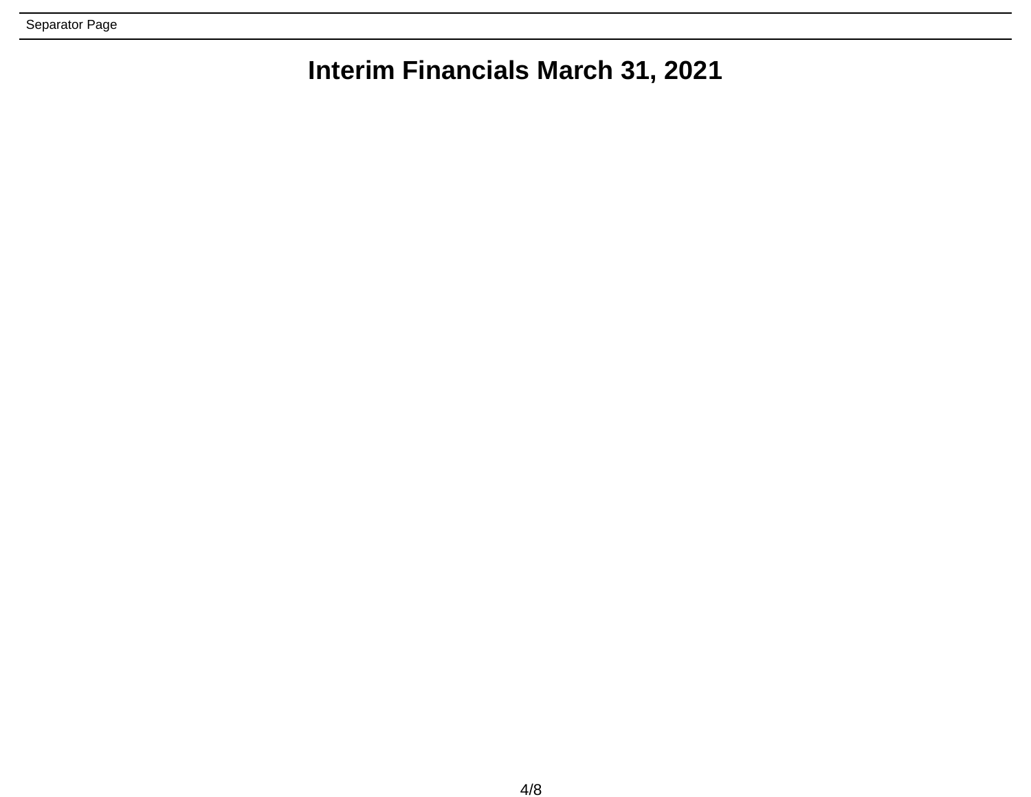Separator Page

# Interim Financials March 31, 2021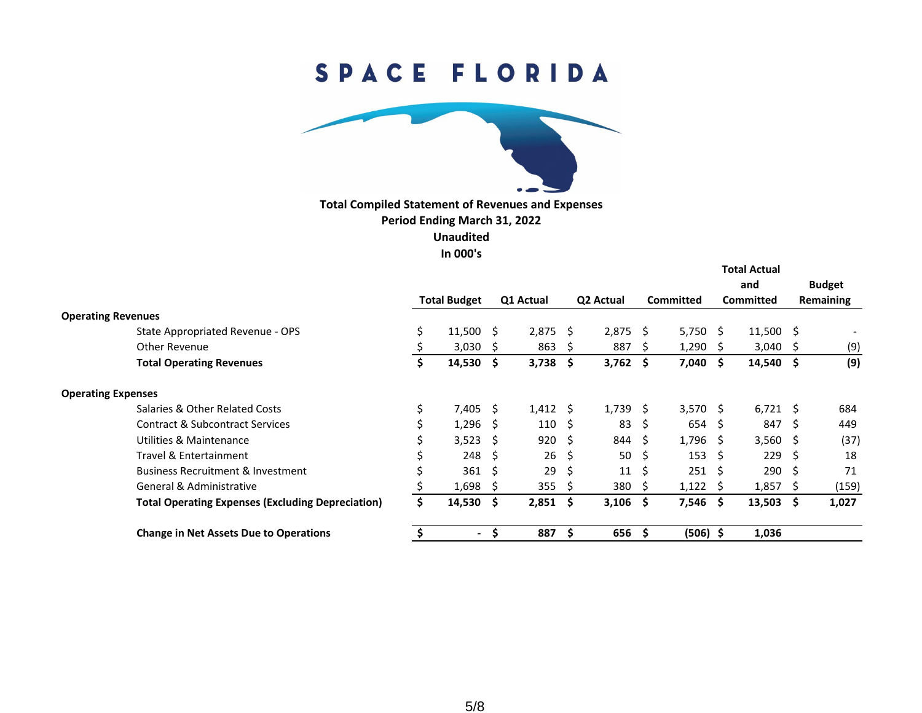# SPACE FLORIDA

**Total Compiled Statement of Revenues and Expenses**
**Period Ending March 31, 2022**
**Unaudited**
**In 000's**

| | Total Budget | Q1 Actual | Q2 Actual | Committed | Total Actual and Committed | Budget Remaining |
|---|---|---|---|---|---|---|
| **Operating Revenues** | | | | | | |
| State Appropriated Revenue - OPS | $ 11,500 | $ 2,875 | $ 2,875 | $ 5,750 | $ 11,500 | $ - |
| Other Revenue | $ 3,030 | $ 863 | $ 887 | $ 1,290 | $ 3,040 | $ (9) |
| **Total Operating Revenues** | **$ 14,530** | **$ 3,738** | **$ 3,762** | **$ 7,040** | **$ 14,540** | **$ (9)** |
| **Operating Expenses** | | | | | | |
| Salaries & Other Related Costs | $ 7,405 | $ 1,412 | $ 1,739 | $ 3,570 | $ 6,721 | $ 684 |
| Contract & Subcontract Services | $ 1,296 | $ 110 | $ 83 | $ 654 | $ 847 | $ 449 |
| Utilities & Maintenance | $ 3,523 | $ 920 | $ 844 | $ 1,796 | $ 3,560 | $ (37) |
| Travel & Entertainment | $ 248 | $ 26 | $ 50 | $ 153 | $ 229 | $ 18 |
| Business Recruitment & Investment | $ 361 | $ 29 | $ 11 | $ 251 | $ 290 | $ 71 |
| General & Administrative | $ 1,698 | $ 355 | $ 380 | $ 1,122 | $ 1,857 | $ (159) |
| **Total Operating Expenses (Excluding Depreciation)** | **$ 14,530** | **$ 2,851** | **$ 3,106** | **$ 7,546** | **$ 13,503** | **$ 1,027** |
| **Change in Net Assets Due to Operations** | **$ -** | **$ 887** | **$ 656** | **$ (506)** | **$ 1,036** | |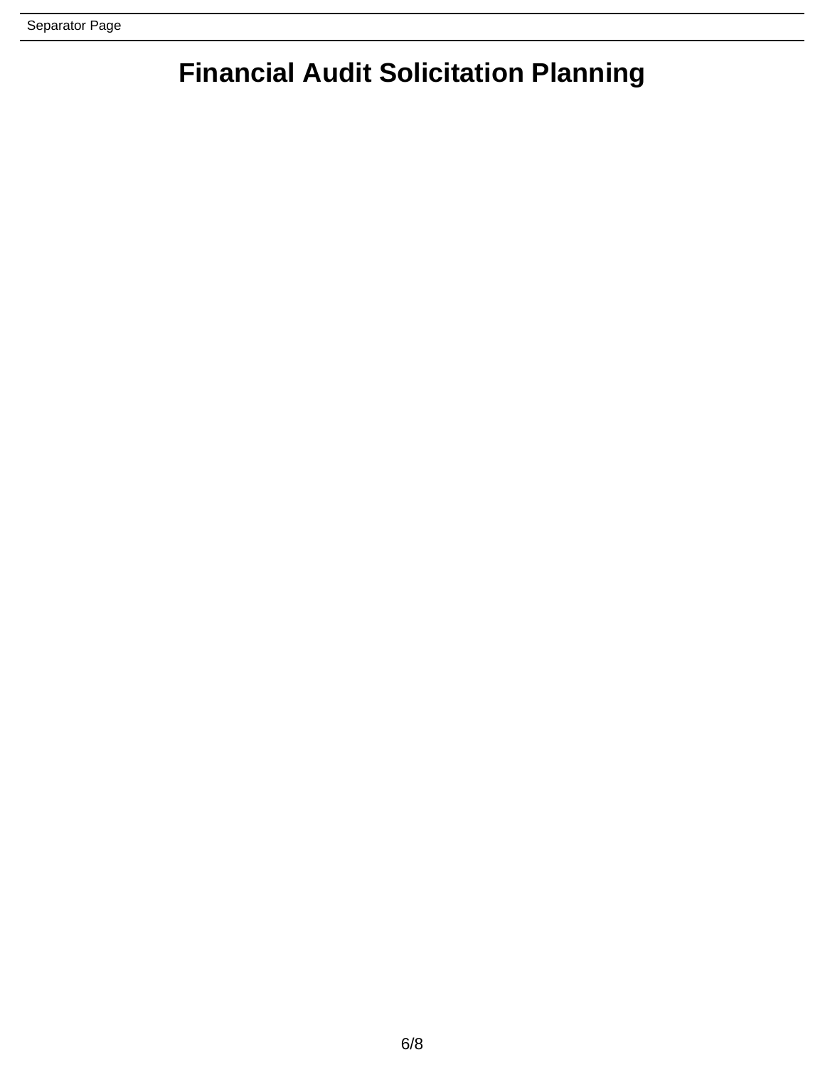# Financial Audit Solicitation Planning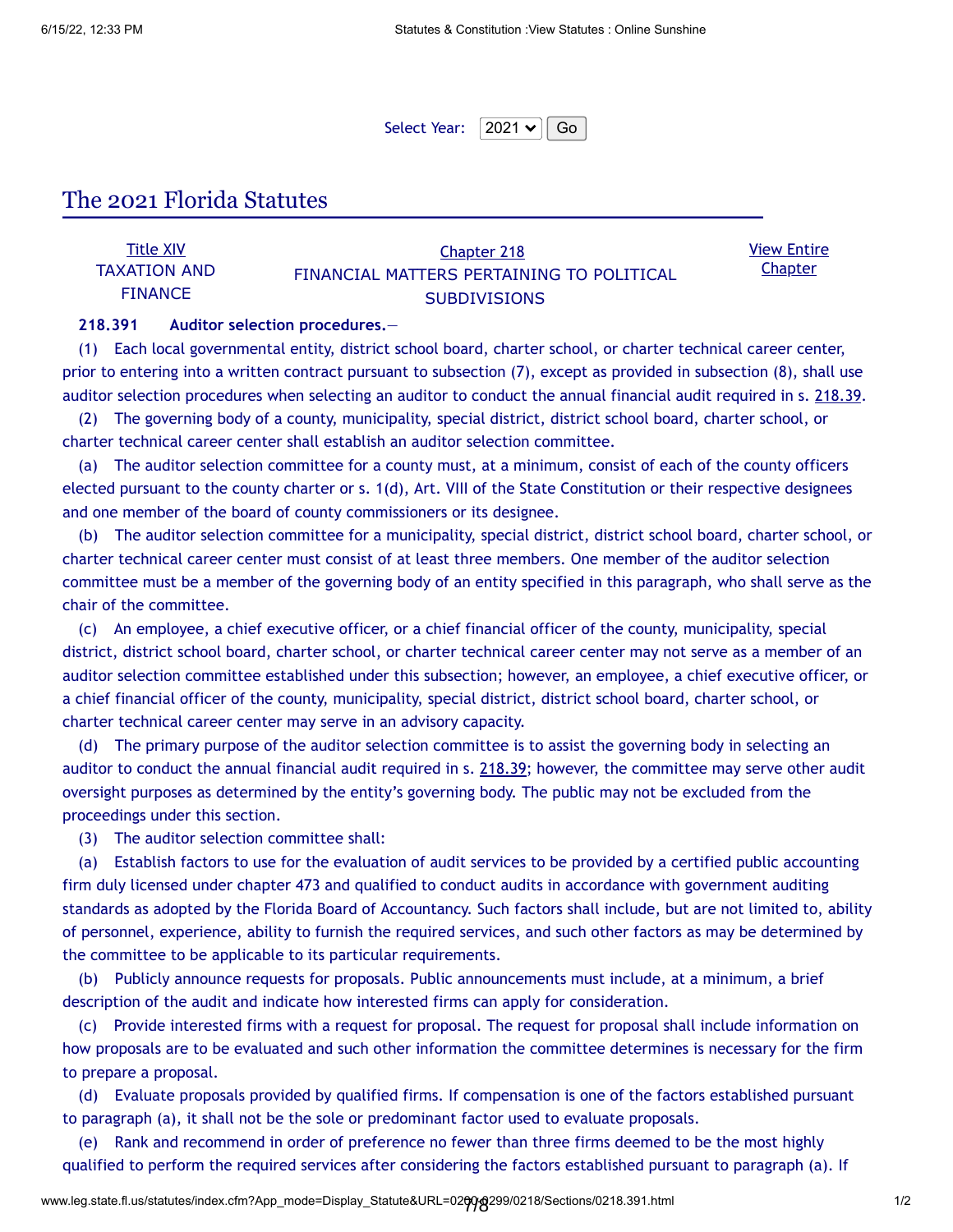Select Year: 2021 Go

# The 2021 Florida Statutes

| Title XIV TAXATION AND FINANCE | Chapter 218 FINANCIAL MATTERS PERTAINING TO POLITICAL SUBDIVISIONS | View Entire Chapter |
|---|---|---|

**218.391 Auditor selection procedures.**—

(1) Each local governmental entity, district school board, charter school, or charter technical career center, prior to entering into a written contract pursuant to subsection (7), except as provided in subsection (8), shall use auditor selection procedures when selecting an auditor to conduct the annual financial audit required in s. 218.39.

(2) The governing body of a county, municipality, special district, district school board, charter school, or charter technical career center shall establish an auditor selection committee.

(a) The auditor selection committee for a county must, at a minimum, consist of each of the county officers elected pursuant to the county charter or s. 1(d), Art. VIII of the State Constitution or their respective designees and one member of the board of county commissioners or its designee.

(b) The auditor selection committee for a municipality, special district, district school board, charter school, or charter technical career center must consist of at least three members. One member of the auditor selection committee must be a member of the governing body of an entity specified in this paragraph, who shall serve as the chair of the committee.

(c) An employee, a chief executive officer, or a chief financial officer of the county, municipality, special district, district school board, charter school, or charter technical career center may not serve as a member of an auditor selection committee established under this subsection; however, an employee, a chief executive officer, or a chief financial officer of the county, municipality, special district, district school board, charter school, or charter technical career center may serve in an advisory capacity.

(d) The primary purpose of the auditor selection committee is to assist the governing body in selecting an auditor to conduct the annual financial audit required in s. 218.39; however, the committee may serve other audit oversight purposes as determined by the entity's governing body. The public may not be excluded from the proceedings under this section.

(3) The auditor selection committee shall:

(a) Establish factors to use for the evaluation of audit services to be provided by a certified public accounting firm duly licensed under chapter 473 and qualified to conduct audits in accordance with government auditing standards as adopted by the Florida Board of Accountancy. Such factors shall include, but are not limited to, ability of personnel, experience, ability to furnish the required services, and such other factors as may be determined by the committee to be applicable to its particular requirements.

(b) Publicly announce requests for proposals. Public announcements must include, at a minimum, a brief description of the audit and indicate how interested firms can apply for consideration.

(c) Provide interested firms with a request for proposal. The request for proposal shall include information on how proposals are to be evaluated and such other information the committee determines is necessary for the firm to prepare a proposal.

(d) Evaluate proposals provided by qualified firms. If compensation is one of the factors established pursuant to paragraph (a), it shall not be the sole or predominant factor used to evaluate proposals.

(e) Rank and recommend in order of preference no fewer than three firms deemed to be the most highly qualified to perform the required services after considering the factors established pursuant to paragraph (a). If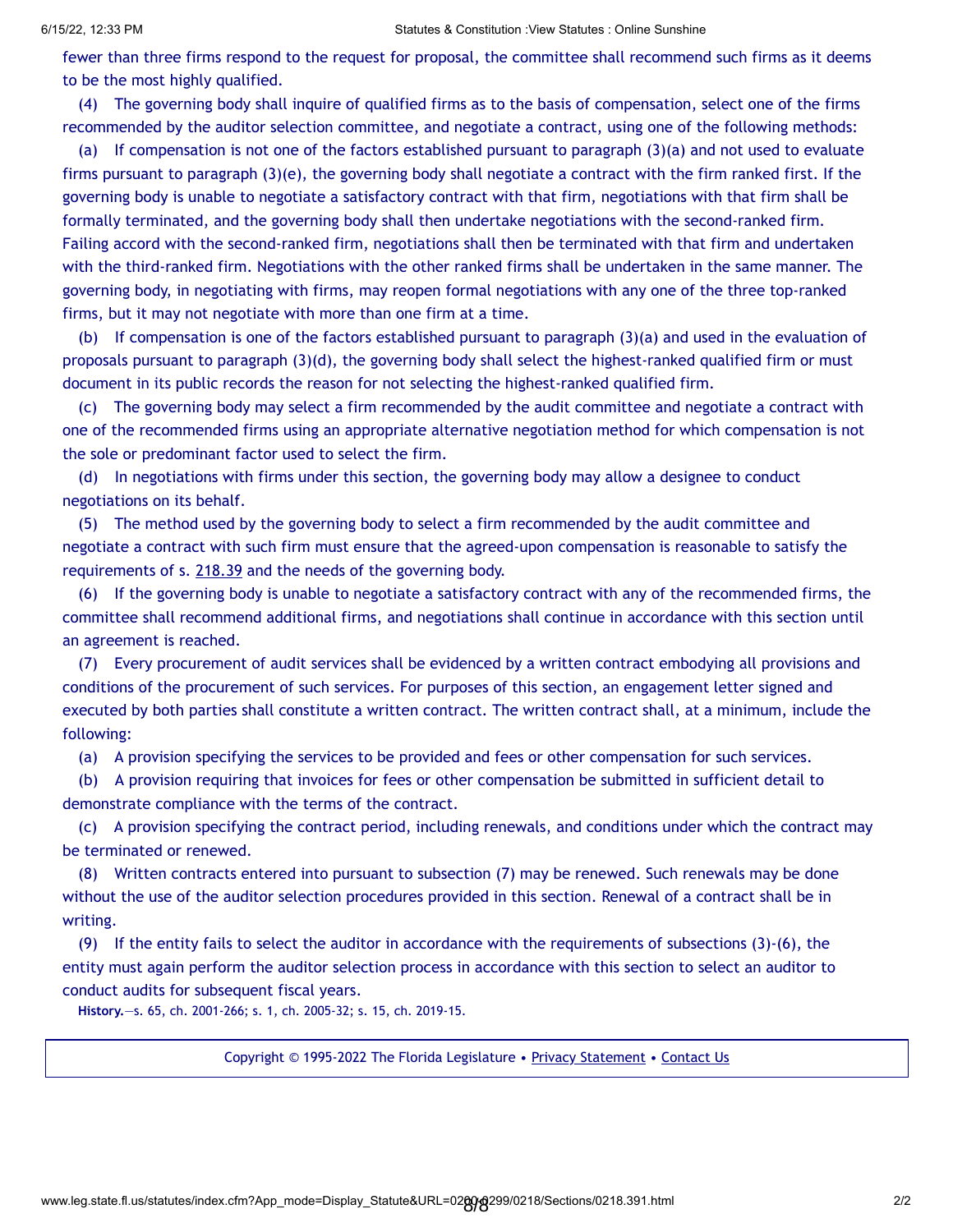fewer than three firms respond to the request for proposal, the committee shall recommend such firms as it deems to be the most highly qualified.

(4) The governing body shall inquire of qualified firms as to the basis of compensation, select one of the firms recommended by the auditor selection committee, and negotiate a contract, using one of the following methods:

(a) If compensation is not one of the factors established pursuant to paragraph (3)(a) and not used to evaluate firms pursuant to paragraph (3)(e), the governing body shall negotiate a contract with the firm ranked first. If the governing body is unable to negotiate a satisfactory contract with that firm, negotiations with that firm shall be formally terminated, and the governing body shall then undertake negotiations with the second-ranked firm. Failing accord with the second-ranked firm, negotiations shall then be terminated with that firm and undertaken with the third-ranked firm. Negotiations with the other ranked firms shall be undertaken in the same manner. The governing body, in negotiating with firms, may reopen formal negotiations with any one of the three top-ranked firms, but it may not negotiate with more than one firm at a time.

(b) If compensation is one of the factors established pursuant to paragraph (3)(a) and used in the evaluation of proposals pursuant to paragraph (3)(d), the governing body shall select the highest-ranked qualified firm or must document in its public records the reason for not selecting the highest-ranked qualified firm.

(c) The governing body may select a firm recommended by the audit committee and negotiate a contract with one of the recommended firms using an appropriate alternative negotiation method for which compensation is not the sole or predominant factor used to select the firm.

(d) In negotiations with firms under this section, the governing body may allow a designee to conduct negotiations on its behalf.

(5) The method used by the governing body to select a firm recommended by the audit committee and negotiate a contract with such firm must ensure that the agreed-upon compensation is reasonable to satisfy the requirements of s. 218.39 and the needs of the governing body.

(6) If the governing body is unable to negotiate a satisfactory contract with any of the recommended firms, the committee shall recommend additional firms, and negotiations shall continue in accordance with this section until an agreement is reached.

(7) Every procurement of audit services shall be evidenced by a written contract embodying all provisions and conditions of the procurement of such services. For purposes of this section, an engagement letter signed and executed by both parties shall constitute a written contract. The written contract shall, at a minimum, include the following:

(a) A provision specifying the services to be provided and fees or other compensation for such services.

(b) A provision requiring that invoices for fees or other compensation be submitted in sufficient detail to demonstrate compliance with the terms of the contract.

(c) A provision specifying the contract period, including renewals, and conditions under which the contract may be terminated or renewed.

(8) Written contracts entered into pursuant to subsection (7) may be renewed. Such renewals may be done without the use of the auditor selection procedures provided in this section. Renewal of a contract shall be in writing.

(9) If the entity fails to select the auditor in accordance with the requirements of subsections (3)-(6), the entity must again perform the auditor selection process in accordance with this section to select an auditor to conduct audits for subsequent fiscal years.

**History.**—s. 65, ch. 2001-266; s. 1, ch. 2005-32; s. 15, ch. 2019-15.

Copyright © 1995-2022 The Florida Legislature • Privacy Statement • Contact Us